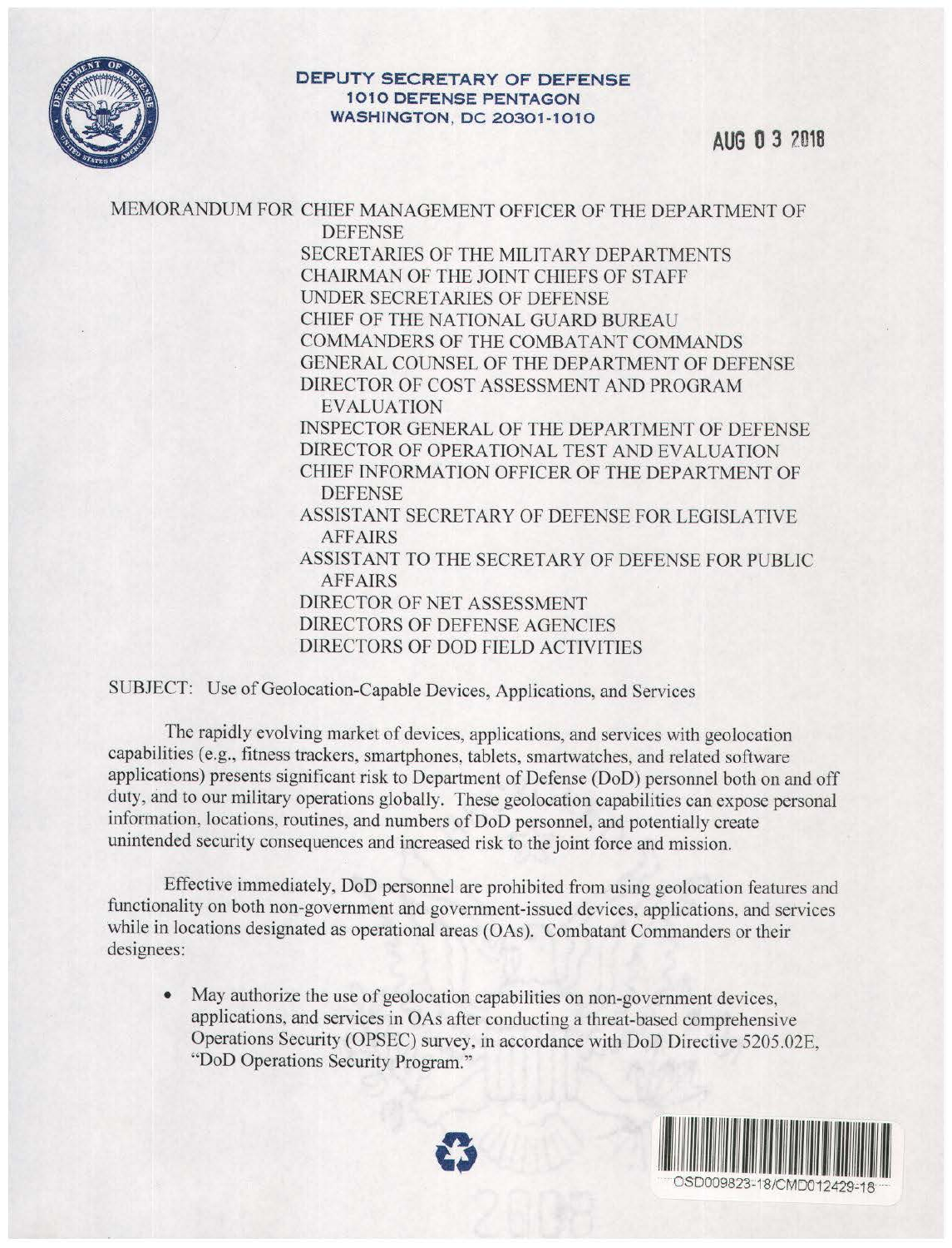**DEPUTY SECRETARY OF DEFENSE**
**1010 DEFENSE PENTAGON**
**WASHINGTON, DC 20301-1010**

AUG 03 2018

MEMORANDUM FOR CHIEF MANAGEMENT OFFICER OF THE DEPARTMENT OF DEFENSE
SECRETARIES OF THE MILITARY DEPARTMENTS
CHAIRMAN OF THE JOINT CHIEFS OF STAFF
UNDER SECRETARIES OF DEFENSE
CHIEF OF THE NATIONAL GUARD BUREAU
COMMANDERS OF THE COMBATANT COMMANDS
GENERAL COUNSEL OF THE DEPARTMENT OF DEFENSE
DIRECTOR OF COST ASSESSMENT AND PROGRAM EVALUATION
INSPECTOR GENERAL OF THE DEPARTMENT OF DEFENSE
DIRECTOR OF OPERATIONAL TEST AND EVALUATION
CHIEF INFORMATION OFFICER OF THE DEPARTMENT OF DEFENSE
ASSISTANT SECRETARY OF DEFENSE FOR LEGISLATIVE AFFAIRS
ASSISTANT TO THE SECRETARY OF DEFENSE FOR PUBLIC AFFAIRS
DIRECTOR OF NET ASSESSMENT
DIRECTORS OF DEFENSE AGENCIES
DIRECTORS OF DOD FIELD ACTIVITIES

SUBJECT: Use of Geolocation-Capable Devices, Applications, and Services

The rapidly evolving market of devices, applications, and services with geolocation capabilities (e.g., fitness trackers, smartphones, tablets, smartwatches, and related software applications) presents significant risk to Department of Defense (DoD) personnel both on and off duty, and to our military operations globally. These geolocation capabilities can expose personal information, locations, routines, and numbers of DoD personnel, and potentially create unintended security consequences and increased risk to the joint force and mission.

Effective immediately, DoD personnel are prohibited from using geolocation features and functionality on both non-government and government-issued devices, applications, and services while in locations designated as operational areas (OAs). Combatant Commanders or their designees:

- May authorize the use of geolocation capabilities on non-government devices, applications, and services in OAs after conducting a threat-based comprehensive Operations Security (OPSEC) survey, in accordance with DoD Directive 5205.02E, "DoD Operations Security Program."

OSD009823-18/CMD012429-18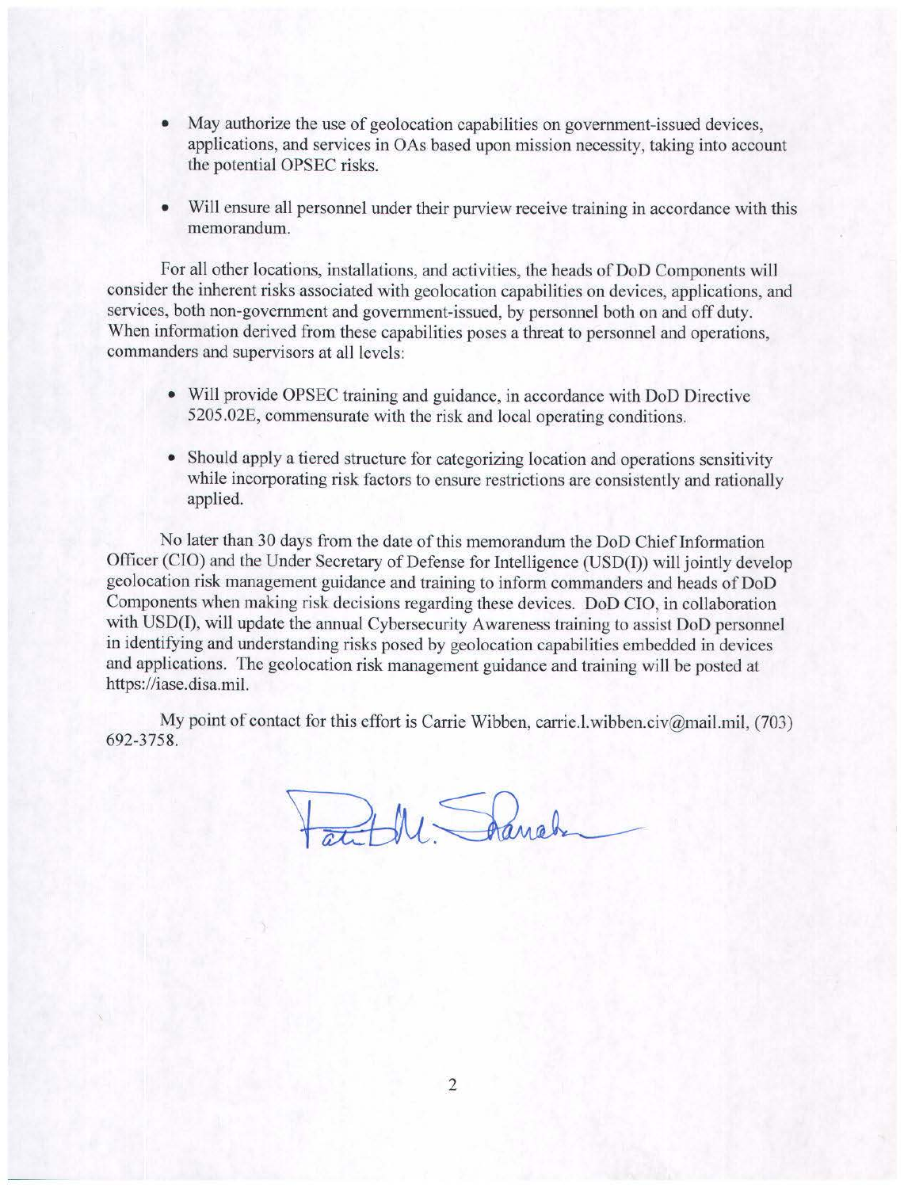- May authorize the use of geolocation capabilities on government-issued devices, applications, and services in OAs based upon mission necessity, taking into account the potential OPSEC risks.

- Will ensure all personnel under their purview receive training in accordance with this memorandum.

For all other locations, installations, and activities, the heads of DoD Components will consider the inherent risks associated with geolocation capabilities on devices, applications, and services, both non-government and government-issued, by personnel both on and off duty. When information derived from these capabilities poses a threat to personnel and operations, commanders and supervisors at all levels:

- Will provide OPSEC training and guidance, in accordance with DoD Directive 5205.02E, commensurate with the risk and local operating conditions.

- Should apply a tiered structure for categorizing location and operations sensitivity while incorporating risk factors to ensure restrictions are consistently and rationally applied.

No later than 30 days from the date of this memorandum the DoD Chief Information Officer (CIO) and the Under Secretary of Defense for Intelligence (USD(I)) will jointly develop geolocation risk management guidance and training to inform commanders and heads of DoD Components when making risk decisions regarding these devices. DoD CIO, in collaboration with USD(I), will update the annual Cybersecurity Awareness training to assist DoD personnel in identifying and understanding risks posed by geolocation capabilities embedded in devices and applications. The geolocation risk management guidance and training will be posted at https://iase.disa.mil.

My point of contact for this effort is Carrie Wibben, carrie.l.wibben.civ@mail.mil, (703) 692-3758.

Patrick M. Shanahan